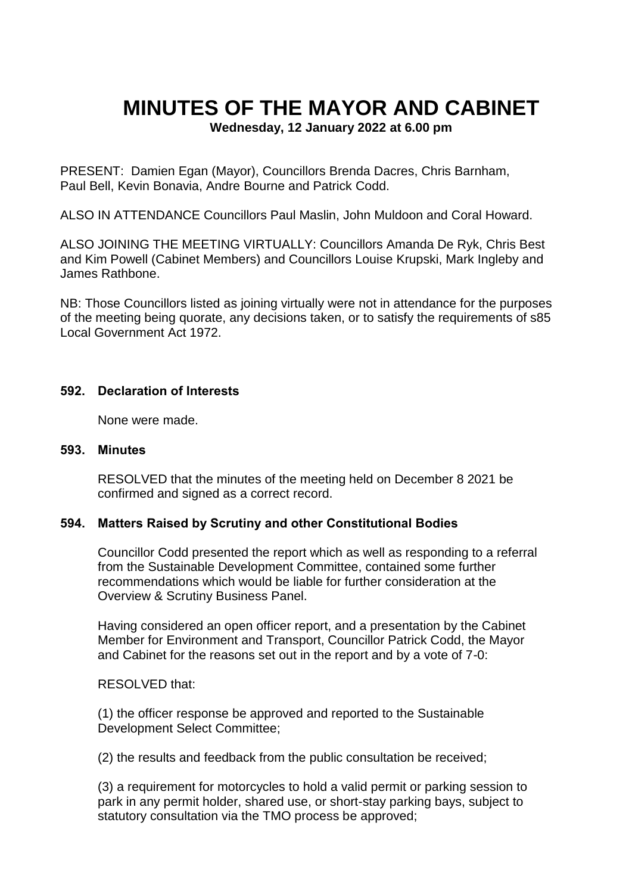# MINUTES OF THE MAYOR AND CABINET

**Wednesday, 12 January 2022 at 6.00 pm**

PRESENT: Damien Egan (Mayor), Councillors Brenda Dacres, Chris Barnham, Paul Bell, Kevin Bonavia, Andre Bourne and Patrick Codd.

ALSO IN ATTENDANCE Councillors Paul Maslin, John Muldoon and Coral Howard.

ALSO JOINING THE MEETING VIRTUALLY: Councillors Amanda De Ryk, Chris Best and Kim Powell (Cabinet Members) and Councillors Louise Krupski, Mark Ingleby and James Rathbone.

NB: Those Councillors listed as joining virtually were not in attendance for the purposes of the meeting being quorate, any decisions taken, or to satisfy the requirements of s85 Local Government Act 1972.

### 592. Declaration of Interests

None were made.

### 593. Minutes

RESOLVED that the minutes of the meeting held on December 8 2021 be confirmed and signed as a correct record.

### 594. Matters Raised by Scrutiny and other Constitutional Bodies

Councillor Codd presented the report which as well as responding to a referral from the Sustainable Development Committee, contained some further recommendations which would be liable for further consideration at the Overview & Scrutiny Business Panel.

Having considered an open officer report, and a presentation by the Cabinet Member for Environment and Transport, Councillor Patrick Codd, the Mayor and Cabinet for the reasons set out in the report and by a vote of 7-0:

RESOLVED that:

(1) the officer response be approved and reported to the Sustainable Development Select Committee;

(2) the results and feedback from the public consultation be received;

(3) a requirement for motorcycles to hold a valid permit or parking session to park in any permit holder, shared use, or short-stay parking bays, subject to statutory consultation via the TMO process be approved;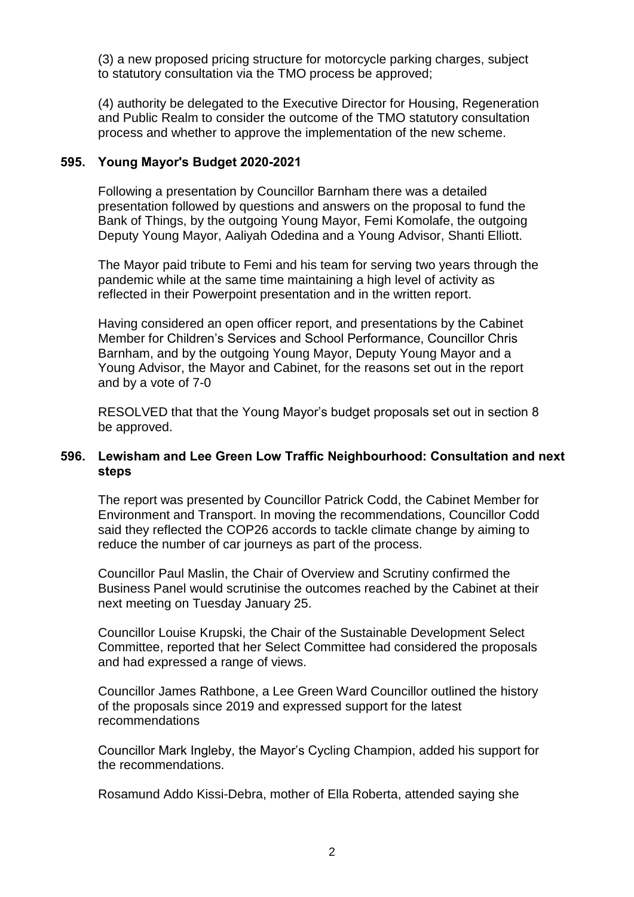(3) a new proposed pricing structure for motorcycle parking charges, subject to statutory consultation via the TMO process be approved;

(4) authority be delegated to the Executive Director for Housing, Regeneration and Public Realm to consider the outcome of the TMO statutory consultation process and whether to approve the implementation of the new scheme.

### 595. Young Mayor's Budget 2020-2021

Following a presentation by Councillor Barnham there was a detailed presentation followed by questions and answers on the proposal to fund the Bank of Things, by the outgoing Young Mayor, Femi Komolafe, the outgoing Deputy Young Mayor, Aaliyah Odedina and a Young Advisor, Shanti Elliott.

The Mayor paid tribute to Femi and his team for serving two years through the pandemic while at the same time maintaining a high level of activity as reflected in their Powerpoint presentation and in the written report.

Having considered an open officer report, and presentations by the Cabinet Member for Children's Services and School Performance, Councillor Chris Barnham, and by the outgoing Young Mayor, Deputy Young Mayor and a Young Advisor, the Mayor and Cabinet, for the reasons set out in the report and by a vote of 7-0

RESOLVED that that the Young Mayor's budget proposals set out in section 8 be approved.

### 596. Lewisham and Lee Green Low Traffic Neighbourhood: Consultation and next steps

The report was presented by Councillor Patrick Codd, the Cabinet Member for Environment and Transport. In moving the recommendations, Councillor Codd said they reflected the COP26 accords to tackle climate change by aiming to reduce the number of car journeys as part of the process.

Councillor Paul Maslin, the Chair of Overview and Scrutiny confirmed the Business Panel would scrutinise the outcomes reached by the Cabinet at their next meeting on Tuesday January 25.

Councillor Louise Krupski, the Chair of the Sustainable Development Select Committee, reported that her Select Committee had considered the proposals and had expressed a range of views.

Councillor James Rathbone, a Lee Green Ward Councillor outlined the history of the proposals since 2019 and expressed support for the latest recommendations

Councillor Mark Ingleby, the Mayor's Cycling Champion, added his support for the recommendations.

Rosamund Addo Kissi-Debra, mother of Ella Roberta, attended saying she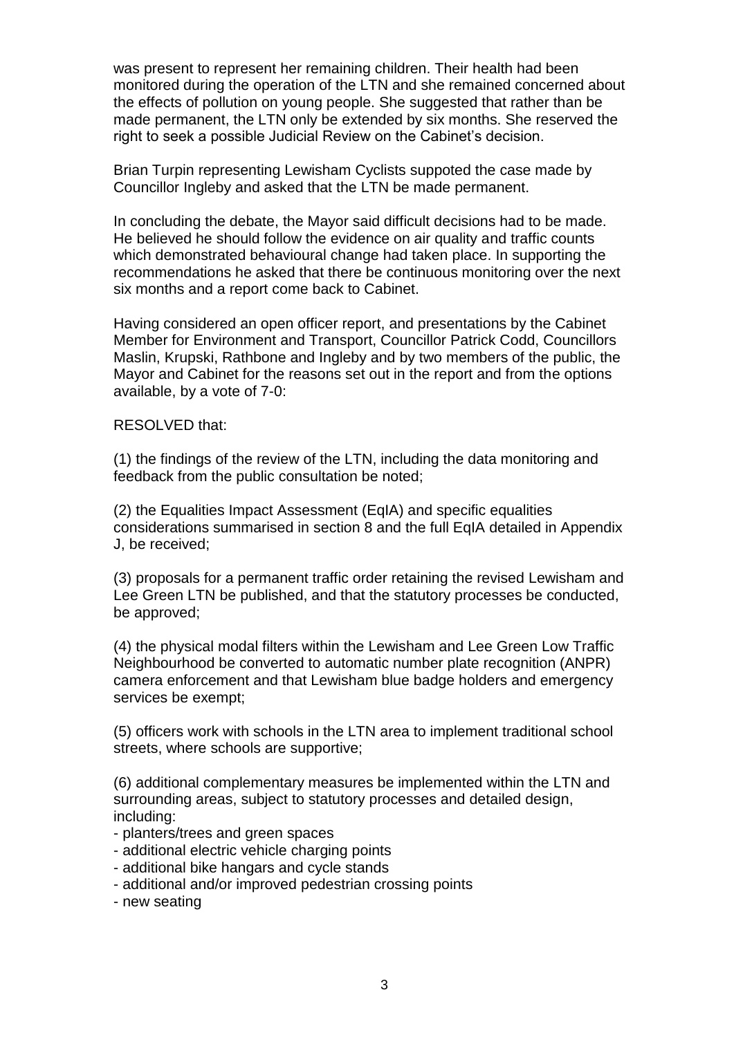was present to represent her remaining children. Their health had been monitored during the operation of the LTN and she remained concerned about the effects of pollution on young people. She suggested that rather than be made permanent, the LTN only be extended by six months. She reserved the right to seek a possible Judicial Review on the Cabinet's decision.

Brian Turpin representing Lewisham Cyclists suppoted the case made by Councillor Ingleby and asked that the LTN be made permanent.

In concluding the debate, the Mayor said difficult decisions had to be made. He believed he should follow the evidence on air quality and traffic counts which demonstrated behavioural change had taken place. In supporting the recommendations he asked that there be continuous monitoring over the next six months and a report come back to Cabinet.

Having considered an open officer report, and presentations by the Cabinet Member for Environment and Transport, Councillor Patrick Codd, Councillors Maslin, Krupski, Rathbone and Ingleby and by two members of the public, the Mayor and Cabinet for the reasons set out in the report and from the options available, by a vote of 7-0:

RESOLVED that:

(1) the findings of the review of the LTN, including the data monitoring and feedback from the public consultation be noted;

(2) the Equalities Impact Assessment (EqIA) and specific equalities considerations summarised in section 8 and the full EqIA detailed in Appendix J, be received;

(3) proposals for a permanent traffic order retaining the revised Lewisham and Lee Green LTN be published, and that the statutory processes be conducted, be approved;

(4) the physical modal filters within the Lewisham and Lee Green Low Traffic Neighbourhood be converted to automatic number plate recognition (ANPR) camera enforcement and that Lewisham blue badge holders and emergency services be exempt;

(5) officers work with schools in the LTN area to implement traditional school streets, where schools are supportive;

(6) additional complementary measures be implemented within the LTN and surrounding areas, subject to statutory processes and detailed design, including:

- planters/trees and green spaces
- additional electric vehicle charging points
- additional bike hangars and cycle stands
- additional and/or improved pedestrian crossing points
- new seating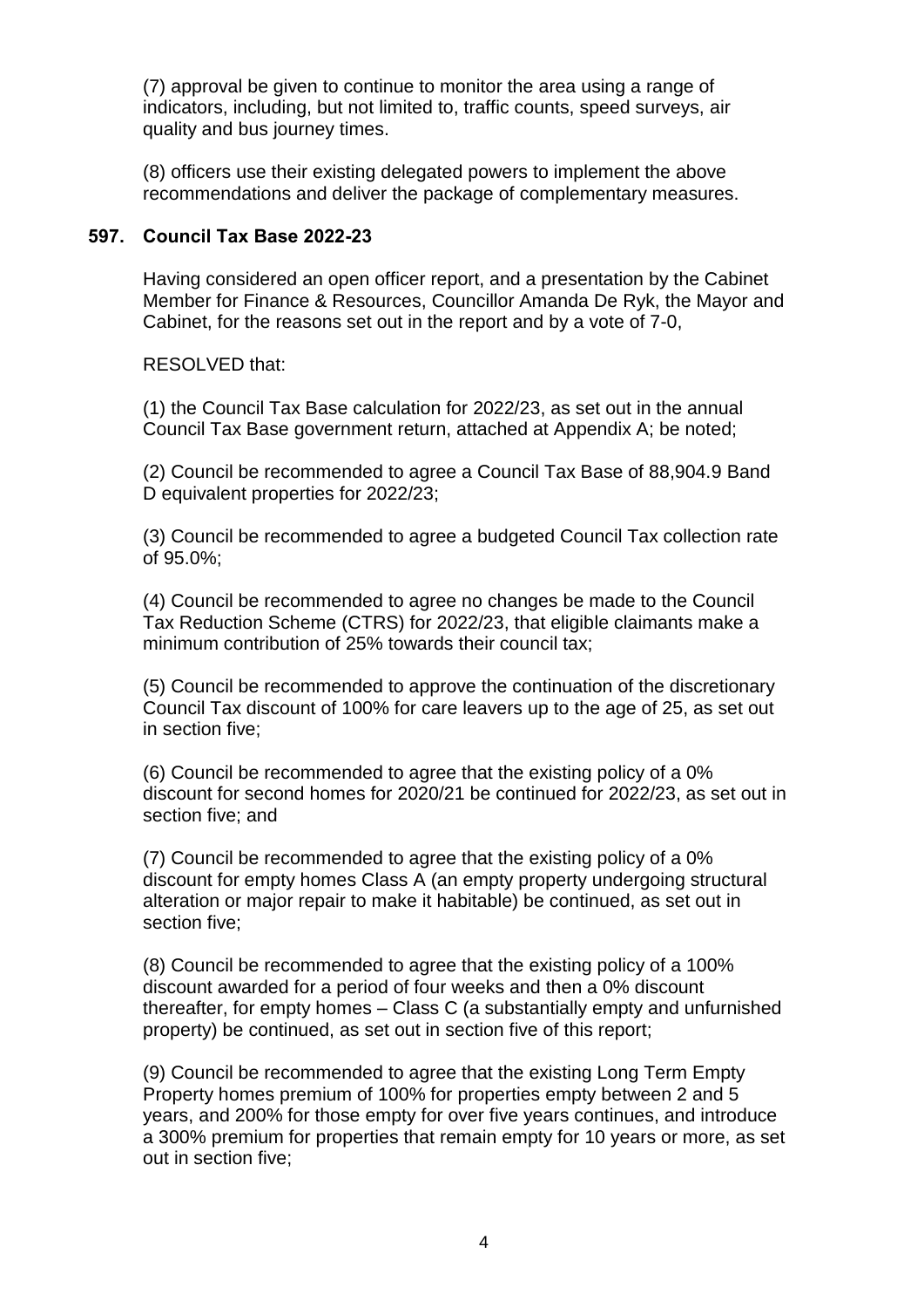(7) approval be given to continue to monitor the area using a range of indicators, including, but not limited to, traffic counts, speed surveys, air quality and bus journey times.

(8) officers use their existing delegated powers to implement the above recommendations and deliver the package of complementary measures.

### 597. Council Tax Base 2022-23

Having considered an open officer report, and a presentation by the Cabinet Member for Finance & Resources, Councillor Amanda De Ryk, the Mayor and Cabinet, for the reasons set out in the report and by a vote of 7-0,

RESOLVED that:

(1) the Council Tax Base calculation for 2022/23, as set out in the annual Council Tax Base government return, attached at Appendix A; be noted;

(2) Council be recommended to agree a Council Tax Base of 88,904.9 Band D equivalent properties for 2022/23;

(3) Council be recommended to agree a budgeted Council Tax collection rate of 95.0%;

(4) Council be recommended to agree no changes be made to the Council Tax Reduction Scheme (CTRS) for 2022/23, that eligible claimants make a minimum contribution of 25% towards their council tax;

(5) Council be recommended to approve the continuation of the discretionary Council Tax discount of 100% for care leavers up to the age of 25, as set out in section five;

(6) Council be recommended to agree that the existing policy of a 0% discount for second homes for 2020/21 be continued for 2022/23, as set out in section five; and

(7) Council be recommended to agree that the existing policy of a 0% discount for empty homes Class A (an empty property undergoing structural alteration or major repair to make it habitable) be continued, as set out in section five;

(8) Council be recommended to agree that the existing policy of a 100% discount awarded for a period of four weeks and then a 0% discount thereafter, for empty homes – Class C (a substantially empty and unfurnished property) be continued, as set out in section five of this report;

(9) Council be recommended to agree that the existing Long Term Empty Property homes premium of 100% for properties empty between 2 and 5 years, and 200% for those empty for over five years continues, and introduce a 300% premium for properties that remain empty for 10 years or more, as set out in section five;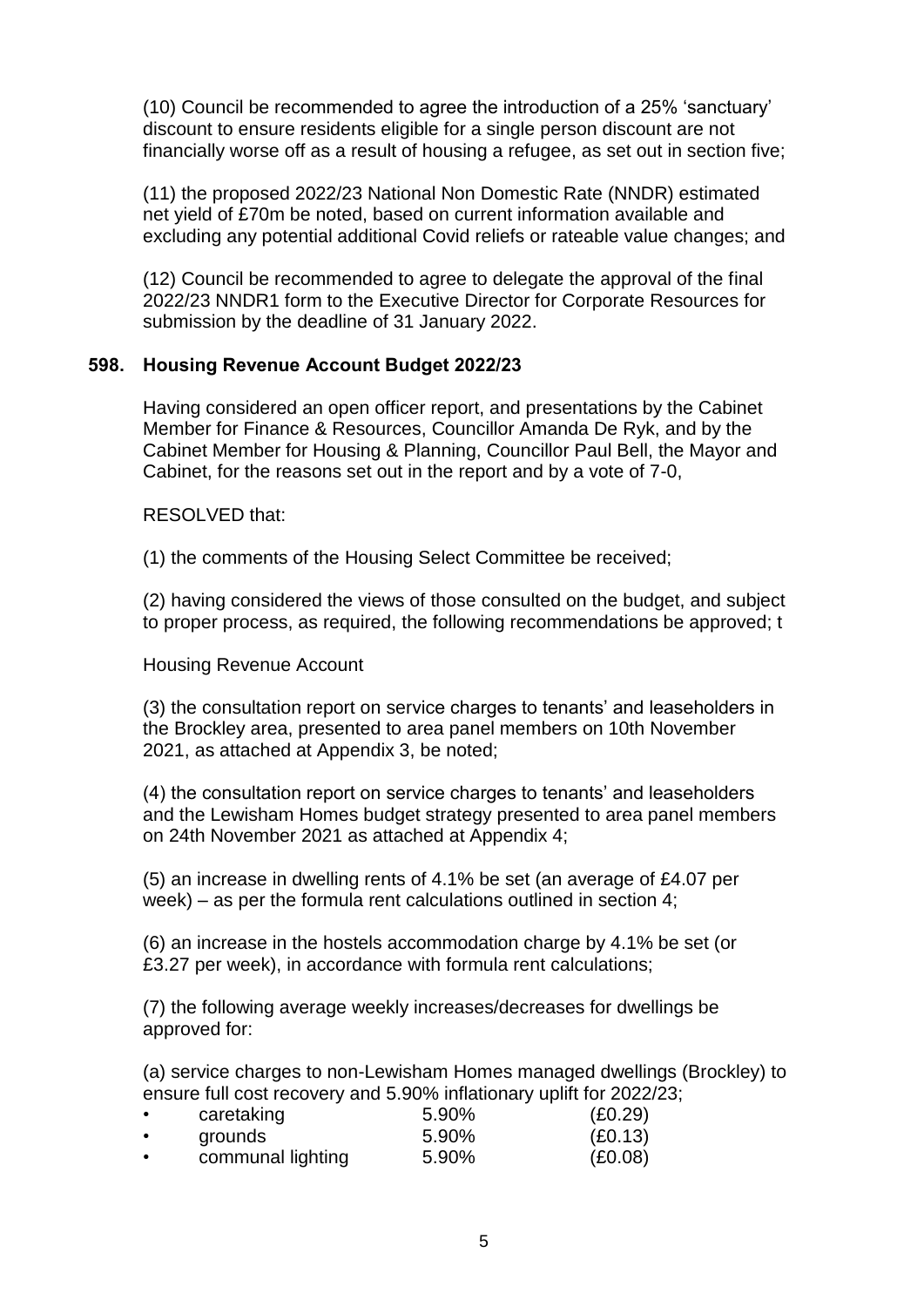(10) Council be recommended to agree the introduction of a 25% 'sanctuary' discount to ensure residents eligible for a single person discount are not financially worse off as a result of housing a refugee, as set out in section five;

(11) the proposed 2022/23 National Non Domestic Rate (NNDR) estimated net yield of £70m be noted, based on current information available and excluding any potential additional Covid reliefs or rateable value changes; and

(12) Council be recommended to agree to delegate the approval of the final 2022/23 NNDR1 form to the Executive Director for Corporate Resources for submission by the deadline of 31 January 2022.

## 598. Housing Revenue Account Budget 2022/23

Having considered an open officer report, and presentations by the Cabinet Member for Finance & Resources, Councillor Amanda De Ryk, and by the Cabinet Member for Housing & Planning, Councillor Paul Bell, the Mayor and Cabinet, for the reasons set out in the report and by a vote of 7-0,

RESOLVED that:

(1) the comments of the Housing Select Committee be received;

(2) having considered the views of those consulted on the budget, and subject to proper process, as required, the following recommendations be approved; t

Housing Revenue Account

(3) the consultation report on service charges to tenants' and leaseholders in the Brockley area, presented to area panel members on 10th November 2021, as attached at Appendix 3, be noted;

(4) the consultation report on service charges to tenants' and leaseholders and the Lewisham Homes budget strategy presented to area panel members on 24th November 2021 as attached at Appendix 4;

(5) an increase in dwelling rents of 4.1% be set (an average of £4.07 per week) – as per the formula rent calculations outlined in section 4;

(6) an increase in the hostels accommodation charge by 4.1% be set (or £3.27 per week), in accordance with formula rent calculations;

(7) the following average weekly increases/decreases for dwellings be approved for:

(a) service charges to non-Lewisham Homes managed dwellings (Brockley) to ensure full cost recovery and 5.90% inflationary uplift for 2022/23;

| | | |
|---|---|---|
| • caretaking | 5.90% | (£0.29) |
| • grounds | 5.90% | (£0.13) |
| • communal lighting | 5.90% | (£0.08) |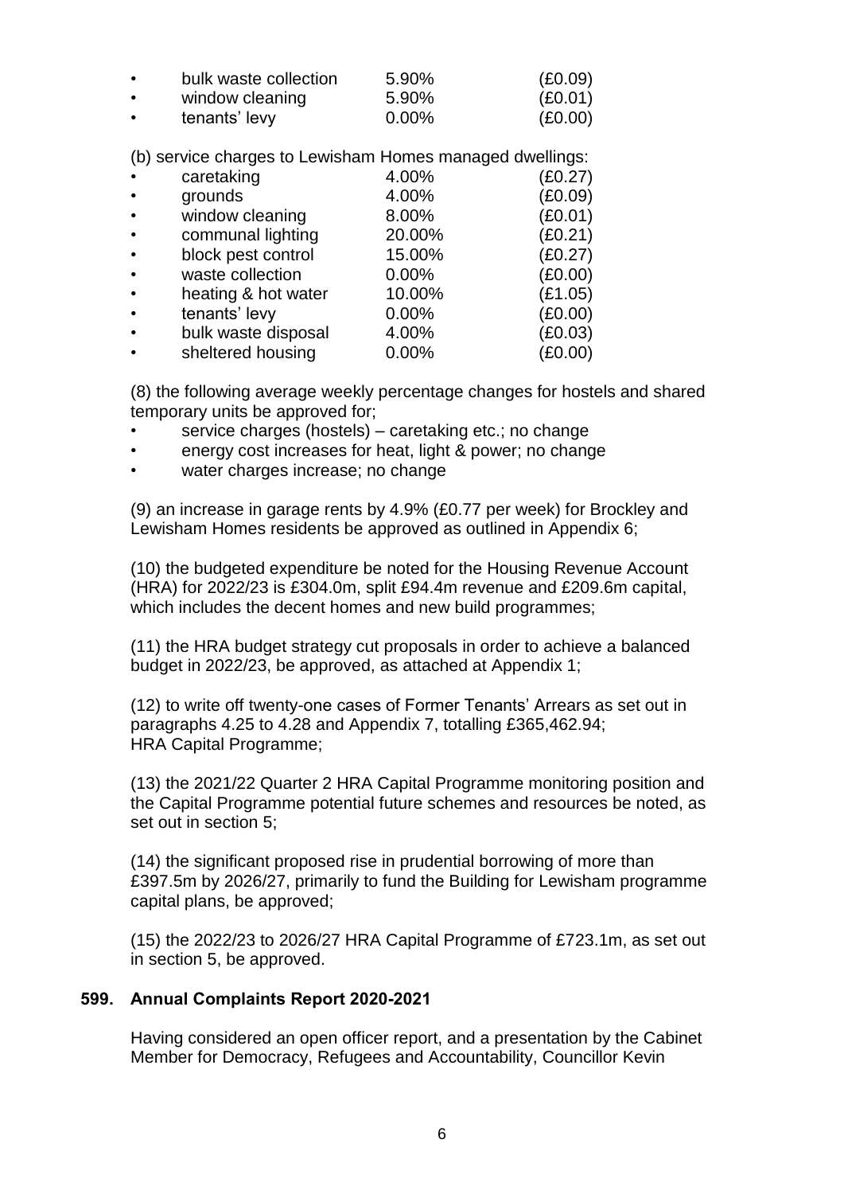- bulk waste collection 5.90% (£0.09)
- window cleaning 5.90% (£0.01)
- tenants' levy 0.00% (£0.00)

(b) service charges to Lewisham Homes managed dwellings:

- caretaking 4.00% (£0.27)
- grounds 4.00% (£0.09)
- window cleaning 8.00% (£0.01)
- communal lighting 20.00% (£0.21)
- block pest control 15.00% (£0.27)
- waste collection 0.00% (£0.00)
- heating & hot water 10.00% (£1.05)
- tenants' levy 0.00% (£0.00)
- bulk waste disposal 4.00% (£0.03)
- sheltered housing 0.00% (£0.00)

(8) the following average weekly percentage changes for hostels and shared temporary units be approved for;

- service charges (hostels) – caretaking etc.; no change
- energy cost increases for heat, light & power; no change
- water charges increase; no change

(9) an increase in garage rents by 4.9% (£0.77 per week) for Brockley and Lewisham Homes residents be approved as outlined in Appendix 6;

(10) the budgeted expenditure be noted for the Housing Revenue Account (HRA) for 2022/23 is £304.0m, split £94.4m revenue and £209.6m capital, which includes the decent homes and new build programmes;

(11) the HRA budget strategy cut proposals in order to achieve a balanced budget in 2022/23, be approved, as attached at Appendix 1;

(12) to write off twenty-one cases of Former Tenants' Arrears as set out in paragraphs 4.25 to 4.28 and Appendix 7, totalling £365,462.94;
HRA Capital Programme;

(13) the 2021/22 Quarter 2 HRA Capital Programme monitoring position and the Capital Programme potential future schemes and resources be noted, as set out in section 5;

(14) the significant proposed rise in prudential borrowing of more than £397.5m by 2026/27, primarily to fund the Building for Lewisham programme capital plans, be approved;

(15) the 2022/23 to 2026/27 HRA Capital Programme of £723.1m, as set out in section 5, be approved.

**599. Annual Complaints Report 2020-2021**

Having considered an open officer report, and a presentation by the Cabinet Member for Democracy, Refugees and Accountability, Councillor Kevin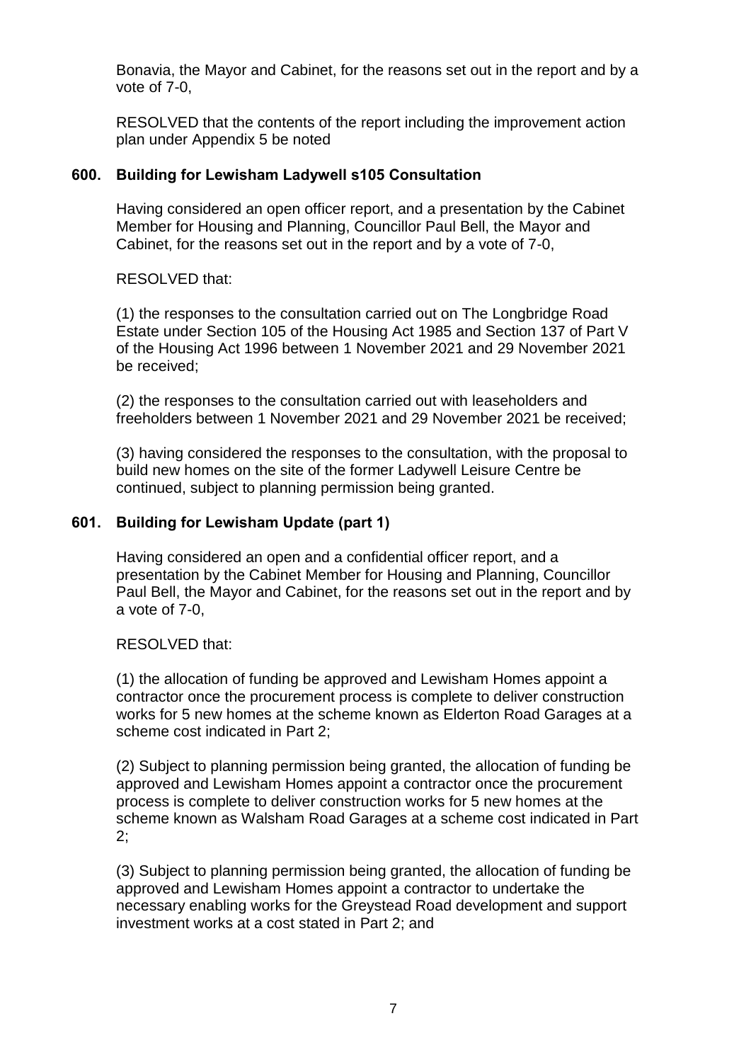Bonavia, the Mayor and Cabinet, for the reasons set out in the report and by a vote of 7-0,

RESOLVED that the contents of the report including the improvement action plan under Appendix 5 be noted

## 600. Building for Lewisham Ladywell s105 Consultation

Having considered an open officer report, and a presentation by the Cabinet Member for Housing and Planning, Councillor Paul Bell, the Mayor and Cabinet, for the reasons set out in the report and by a vote of 7-0,

RESOLVED that:

(1) the responses to the consultation carried out on The Longbridge Road Estate under Section 105 of the Housing Act 1985 and Section 137 of Part V of the Housing Act 1996 between 1 November 2021 and 29 November 2021 be received;

(2) the responses to the consultation carried out with leaseholders and freeholders between 1 November 2021 and 29 November 2021 be received;

(3) having considered the responses to the consultation, with the proposal to build new homes on the site of the former Ladywell Leisure Centre be continued, subject to planning permission being granted.

## 601. Building for Lewisham Update (part 1)

Having considered an open and a confidential officer report, and a presentation by the Cabinet Member for Housing and Planning, Councillor Paul Bell, the Mayor and Cabinet, for the reasons set out in the report and by a vote of 7-0,

RESOLVED that:

(1) the allocation of funding be approved and Lewisham Homes appoint a contractor once the procurement process is complete to deliver construction works for 5 new homes at the scheme known as Elderton Road Garages at a scheme cost indicated in Part 2;

(2) Subject to planning permission being granted, the allocation of funding be approved and Lewisham Homes appoint a contractor once the procurement process is complete to deliver construction works for 5 new homes at the scheme known as Walsham Road Garages at a scheme cost indicated in Part 2;

(3) Subject to planning permission being granted, the allocation of funding be approved and Lewisham Homes appoint a contractor to undertake the necessary enabling works for the Greystead Road development and support investment works at a cost stated in Part 2; and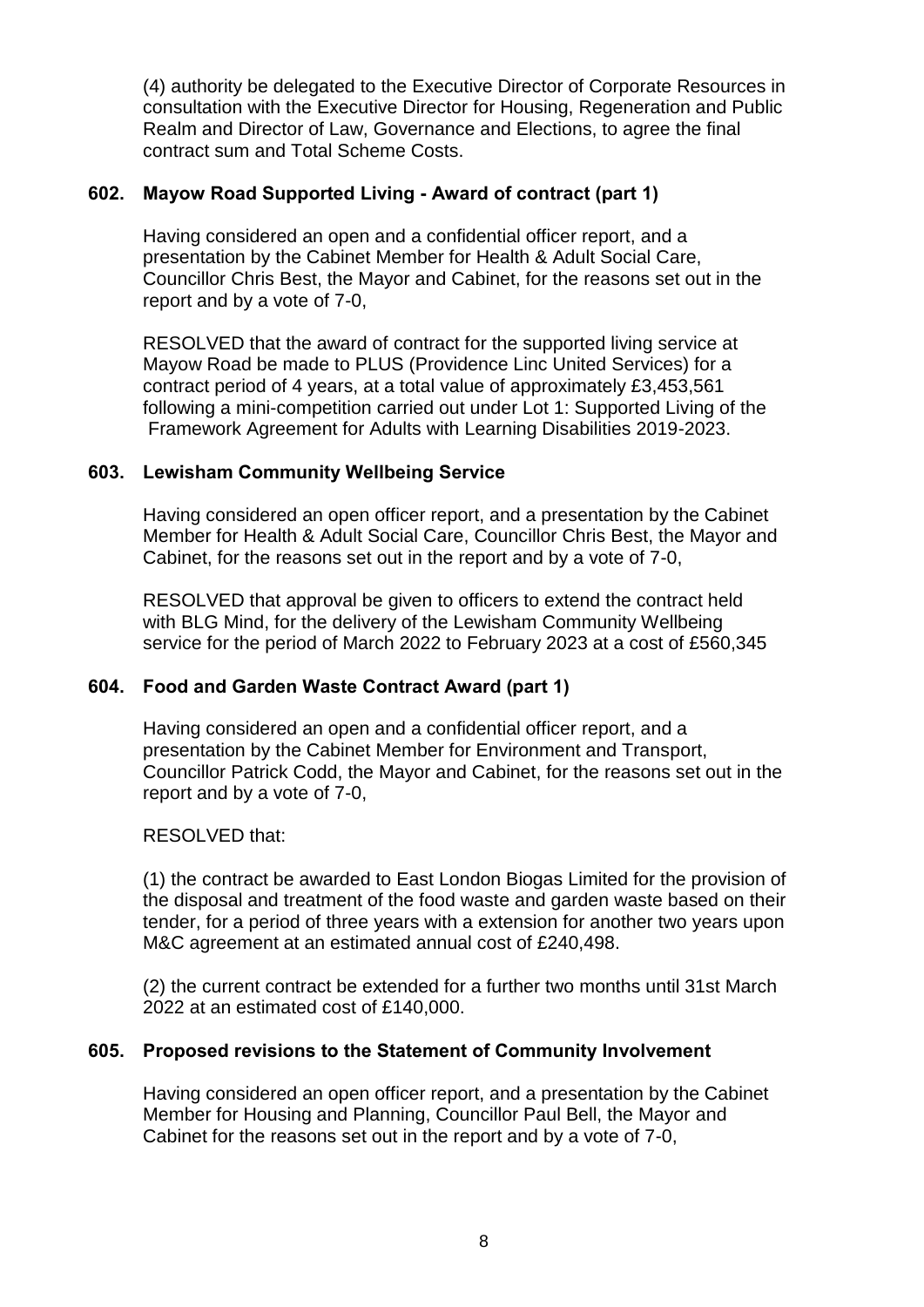(4) authority be delegated to the Executive Director of Corporate Resources in consultation with the Executive Director for Housing, Regeneration and Public Realm and Director of Law, Governance and Elections, to agree the final contract sum and Total Scheme Costs.

### 602. Mayow Road Supported Living - Award of contract (part 1)

Having considered an open and a confidential officer report, and a presentation by the Cabinet Member for Health & Adult Social Care, Councillor Chris Best, the Mayor and Cabinet, for the reasons set out in the report and by a vote of 7-0,

RESOLVED that the award of contract for the supported living service at Mayow Road be made to PLUS (Providence Linc United Services) for a contract period of 4 years, at a total value of approximately £3,453,561 following a mini-competition carried out under Lot 1: Supported Living of the Framework Agreement for Adults with Learning Disabilities 2019-2023.

### 603. Lewisham Community Wellbeing Service

Having considered an open officer report, and a presentation by the Cabinet Member for Health & Adult Social Care, Councillor Chris Best, the Mayor and Cabinet, for the reasons set out in the report and by a vote of 7-0,

RESOLVED that approval be given to officers to extend the contract held with BLG Mind, for the delivery of the Lewisham Community Wellbeing service for the period of March 2022 to February 2023 at a cost of £560,345

### 604. Food and Garden Waste Contract Award (part 1)

Having considered an open and a confidential officer report, and a presentation by the Cabinet Member for Environment and Transport, Councillor Patrick Codd, the Mayor and Cabinet, for the reasons set out in the report and by a vote of 7-0,

RESOLVED that:

(1) the contract be awarded to East London Biogas Limited for the provision of the disposal and treatment of the food waste and garden waste based on their tender, for a period of three years with a extension for another two years upon M&C agreement at an estimated annual cost of £240,498.

(2) the current contract be extended for a further two months until 31st March 2022 at an estimated cost of £140,000.

### 605. Proposed revisions to the Statement of Community Involvement

Having considered an open officer report, and a presentation by the Cabinet Member for Housing and Planning, Councillor Paul Bell, the Mayor and Cabinet for the reasons set out in the report and by a vote of 7-0,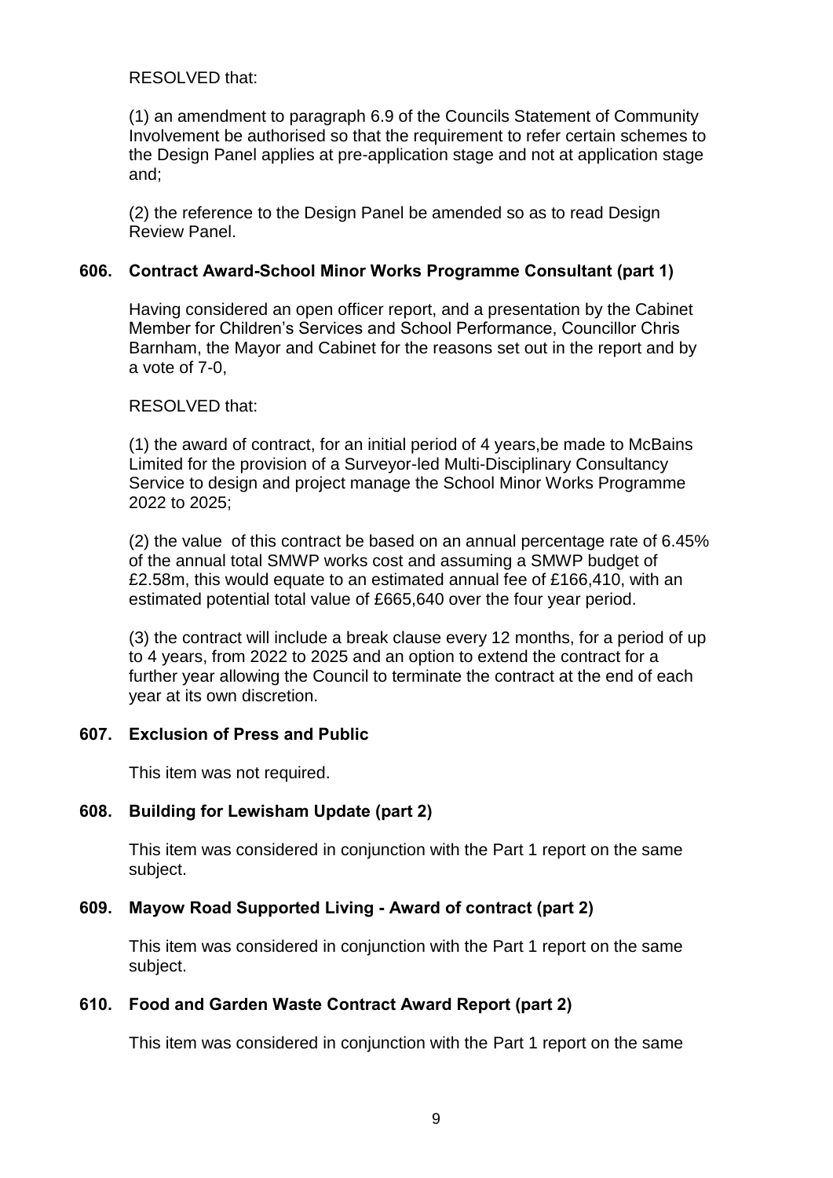RESOLVED that:

(1) an amendment to paragraph 6.9 of the Councils Statement of Community Involvement be authorised so that the requirement to refer certain schemes to the Design Panel applies at pre-application stage and not at application stage and;

(2) the reference to the Design Panel be amended so as to read Design Review Panel.

### 606. Contract Award-School Minor Works Programme Consultant (part 1)

Having considered an open officer report, and a presentation by the Cabinet Member for Children's Services and School Performance, Councillor Chris Barnham, the Mayor and Cabinet for the reasons set out in the report and by a vote of 7-0,

RESOLVED that:

(1) the award of contract, for an initial period of 4 years,be made to McBains Limited for the provision of a Surveyor-led Multi-Disciplinary Consultancy Service to design and project manage the School Minor Works Programme 2022 to 2025;

(2) the value of this contract be based on an annual percentage rate of 6.45% of the annual total SMWP works cost and assuming a SMWP budget of £2.58m, this would equate to an estimated annual fee of £166,410, with an estimated potential total value of £665,640 over the four year period.

(3) the contract will include a break clause every 12 months, for a period of up to 4 years, from 2022 to 2025 and an option to extend the contract for a further year allowing the Council to terminate the contract at the end of each year at its own discretion.

### 607. Exclusion of Press and Public

This item was not required.

### 608. Building for Lewisham Update (part 2)

This item was considered in conjunction with the Part 1 report on the same subject.

### 609. Mayow Road Supported Living - Award of contract (part 2)

This item was considered in conjunction with the Part 1 report on the same subject.

### 610. Food and Garden Waste Contract Award Report (part 2)

This item was considered in conjunction with the Part 1 report on the same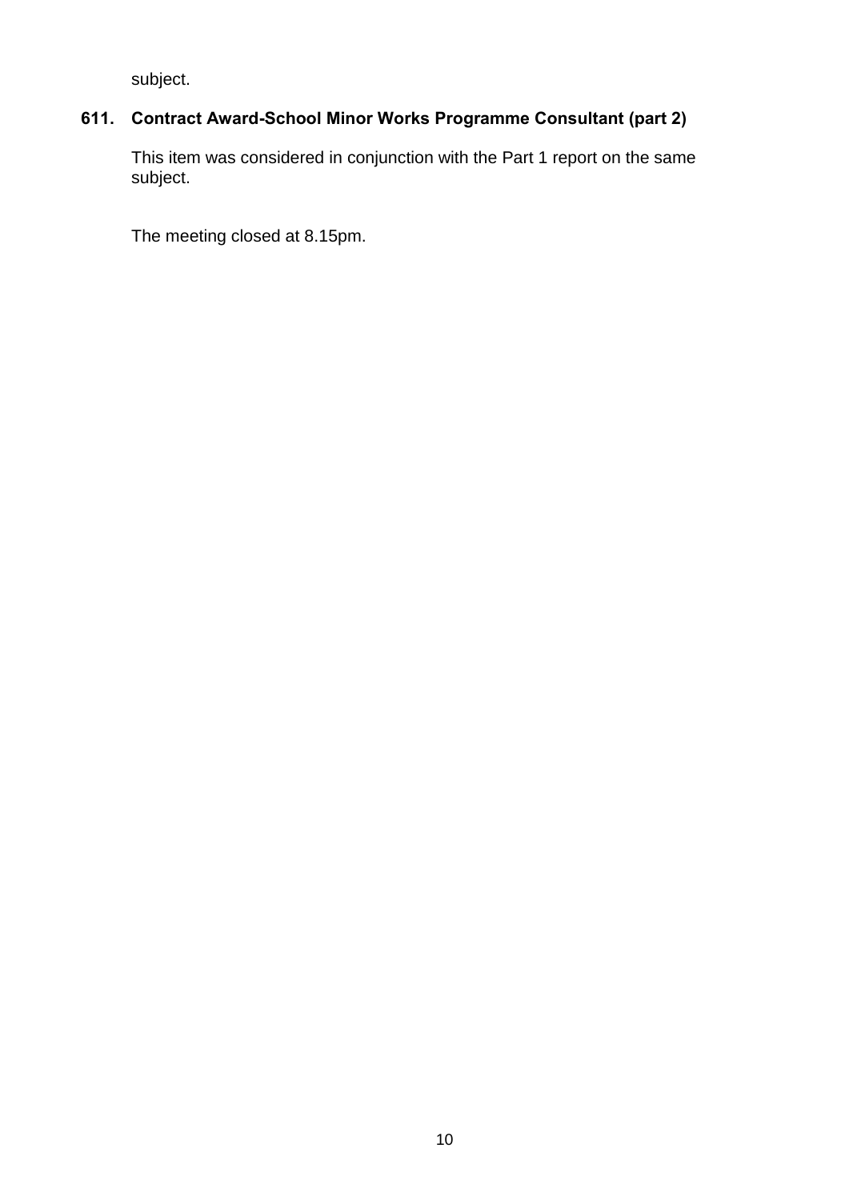subject.

### 611. Contract Award-School Minor Works Programme Consultant (part 2)

This item was considered in conjunction with the Part 1 report on the same subject.

The meeting closed at 8.15pm.